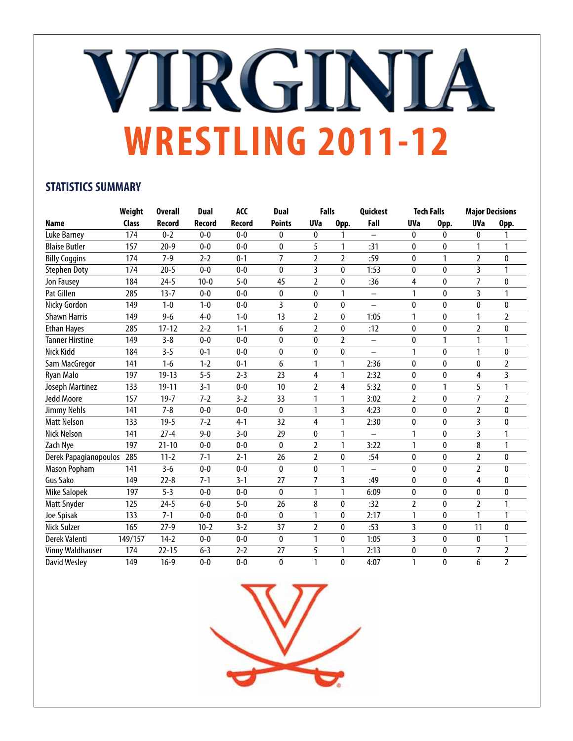# VIRGINIA

# WRESTLING 2011-12

## STATISTICS SUMMARY

| Name | Weight Class | Overall Record | Dual Record | ACC Record | Dual Points | Falls UVa | Falls Opp. | Quickest Fall | Tech Falls UVa | Tech Falls Opp. | Major Decisions UVa | Major Decisions Opp. |
|---|---|---|---|---|---|---|---|---|---|---|---|---|
| Luke Barney | 174 | 0-2 | 0-0 | 0-0 | 0 | 0 | 1 | – | 0 | 0 | 0 | 1 |
| Blaise Butler | 157 | 20-9 | 0-0 | 0-0 | 0 | 5 | 1 | :31 | 0 | 0 | 1 | 1 |
| Billy Coggins | 174 | 7-9 | 2-2 | 0-1 | 7 | 2 | 2 | :59 | 0 | 1 | 2 | 0 |
| Stephen Doty | 174 | 20-5 | 0-0 | 0-0 | 0 | 3 | 0 | 1:53 | 0 | 0 | 3 | 1 |
| Jon Fausey | 184 | 24-5 | 10-0 | 5-0 | 45 | 2 | 0 | :36 | 4 | 0 | 7 | 0 |
| Pat Gillen | 285 | 13-7 | 0-0 | 0-0 | 0 | 0 | 1 | – | 1 | 0 | 3 | 1 |
| Nicky Gordon | 149 | 1-0 | 1-0 | 0-0 | 3 | 0 | 0 | – | 0 | 0 | 0 | 0 |
| Shawn Harris | 149 | 9-6 | 4-0 | 1-0 | 13 | 2 | 0 | 1:05 | 1 | 0 | 1 | 2 |
| Ethan Hayes | 285 | 17-12 | 2-2 | 1-1 | 6 | 2 | 0 | :12 | 0 | 0 | 2 | 0 |
| Tanner Hirstine | 149 | 3-8 | 0-0 | 0-0 | 0 | 0 | 2 | – | 0 | 1 | 1 | 1 |
| Nick Kidd | 184 | 3-5 | 0-1 | 0-0 | 0 | 0 | 0 | – | 1 | 0 | 1 | 0 |
| Sam MacGregor | 141 | 1-6 | 1-2 | 0-1 | 6 | 1 | 1 | 2:36 | 0 | 0 | 0 | 2 |
| Ryan Malo | 197 | 19-13 | 5-5 | 2-3 | 23 | 4 | 1 | 2:32 | 0 | 0 | 4 | 3 |
| Joseph Martinez | 133 | 19-11 | 3-1 | 0-0 | 10 | 2 | 4 | 5:32 | 0 | 1 | 5 | 1 |
| Jedd Moore | 157 | 19-7 | 7-2 | 3-2 | 33 | 1 | 1 | 3:02 | 2 | 0 | 7 | 2 |
| Jimmy Nehls | 141 | 7-8 | 0-0 | 0-0 | 0 | 1 | 3 | 4:23 | 0 | 0 | 2 | 0 |
| Matt Nelson | 133 | 19-5 | 7-2 | 4-1 | 32 | 4 | 1 | 2:30 | 0 | 0 | 3 | 0 |
| Nick Nelson | 141 | 27-4 | 9-0 | 3-0 | 29 | 0 | 1 | – | 1 | 0 | 3 | 1 |
| Zach Nye | 197 | 21-10 | 0-0 | 0-0 | 0 | 2 | 1 | 3:22 | 1 | 0 | 8 | 1 |
| Derek Papagianopoulos | 285 | 11-2 | 7-1 | 2-1 | 26 | 2 | 0 | :54 | 0 | 0 | 2 | 0 |
| Mason Popham | 141 | 3-6 | 0-0 | 0-0 | 0 | 0 | 1 | – | 0 | 0 | 2 | 0 |
| Gus Sako | 149 | 22-8 | 7-1 | 3-1 | 27 | 7 | 3 | :49 | 0 | 0 | 4 | 0 |
| Mike Salopek | 197 | 5-3 | 0-0 | 0-0 | 0 | 1 | 1 | 6:09 | 0 | 0 | 0 | 0 |
| Matt Snyder | 125 | 24-5 | 6-0 | 5-0 | 26 | 8 | 0 | :32 | 2 | 0 | 2 | 1 |
| Joe Spisak | 133 | 7-1 | 0-0 | 0-0 | 0 | 1 | 0 | 2:17 | 1 | 0 | 1 | 1 |
| Nick Sulzer | 165 | 27-9 | 10-2 | 3-2 | 37 | 2 | 0 | :53 | 3 | 0 | 11 | 0 |
| Derek Valenti | 149/157 | 14-2 | 0-0 | 0-0 | 0 | 1 | 0 | 1:05 | 3 | 0 | 0 | 1 |
| Vinny Waldhauser | 174 | 22-15 | 6-3 | 2-2 | 27 | 5 | 1 | 2:13 | 0 | 0 | 7 | 2 |
| David Wesley | 149 | 16-9 | 0-0 | 0-0 | 0 | 1 | 0 | 4:07 | 1 | 0 | 6 | 2 |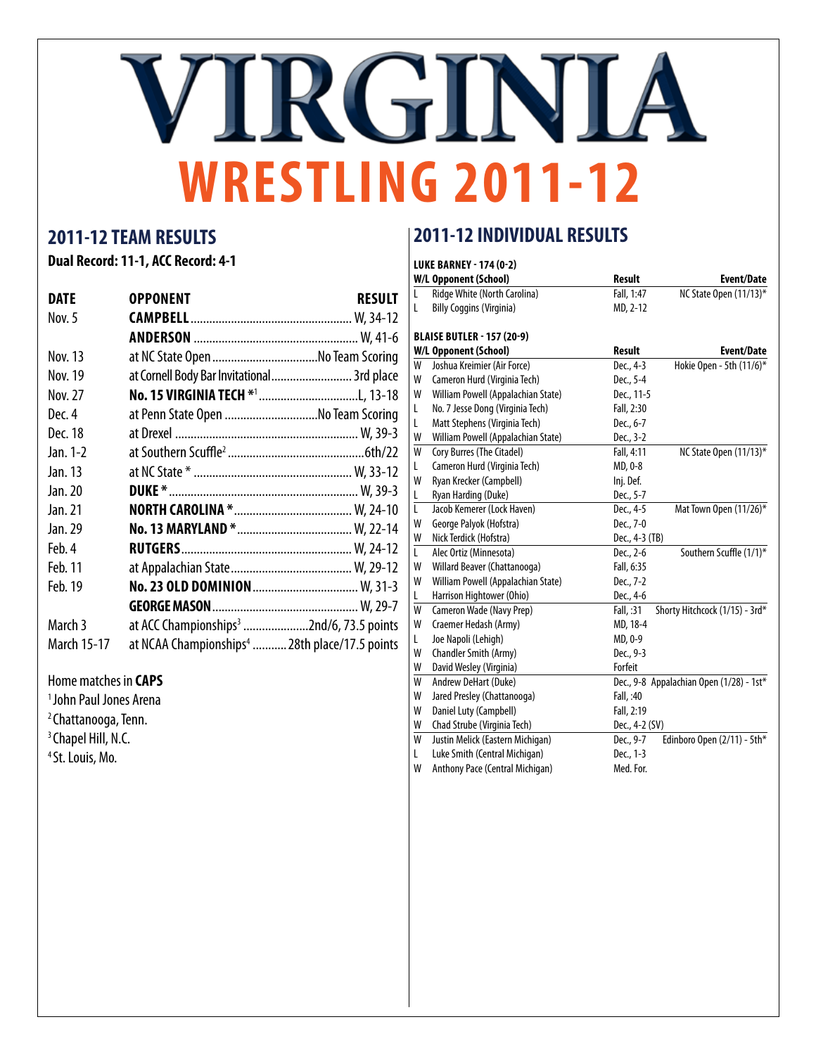# VIRGINIA

# WRESTLING 2011-12

## 2011-12 TEAM RESULTS

**Dual Record: 11-1, ACC Record: 4-1**

| DATE | OPPONENT | RESULT |
|---|---|---|
| Nov. 5 | **CAMPBELL** | W, 34-12 |
| | **ANDERSON** | W, 41-6 |
| Nov. 13 | at NC State Open | No Team Scoring |
| Nov. 19 | at Cornell Body Bar Invitational | 3rd place |
| Nov. 27 | **No. 15 VIRGINIA TECH** *[1] | L, 13-18 |
| Dec. 4 | at Penn State Open | No Team Scoring |
| Dec. 18 | at Drexel | W, 39-3 |
| Jan. 1-2 | at Southern Scuffle[2] | 6th/22 |
| Jan. 13 | at NC State * | W, 33-12 |
| Jan. 20 | **DUKE** * | W, 39-3 |
| Jan. 21 | **NORTH CAROLINA** * | W, 24-10 |
| Jan. 29 | **No. 13 MARYLAND** * | W, 22-14 |
| Feb. 4 | **RUTGERS** | W, 24-12 |
| Feb. 11 | at Appalachian State | W, 29-12 |
| Feb. 19 | **No. 23 OLD DOMINION** | W, 31-3 |
| | **GEORGE MASON** | W, 29-7 |
| March 3 | at ACC Championships[3] | 2nd/6, 73.5 points |
| March 15-17 | at NCAA Championships[4] | 28th place/17.5 points |

Home matches in **CAPS**

[1] John Paul Jones Arena
[2] Chattanooga, Tenn.
[3] Chapel Hill, N.C.
[4] St. Louis, Mo.

## 2011-12 INDIVIDUAL RESULTS

**LUKE BARNEY - 174 (0-2)**

| W/L | Opponent (School) | Result | Event/Date |
|---|---|---|---|
| L | Ridge White (North Carolina) | Fall, 1:47 | NC State Open (11/13)* |
| L | Billy Coggins (Virginia) | MD, 2-12 | |

**BLAISE BUTLER - 157 (20-9)**

| W/L | Opponent (School) | Result | Event/Date |
|---|---|---|---|
| W | Joshua Kreimier (Air Force) | Dec., 4-3 | Hokie Open - 5th (11/6)* |
| W | Cameron Hurd (Virginia Tech) | Dec., 5-4 | |
| W | William Powell (Appalachian State) | Dec., 11-5 | |
| L | No. 7 Jesse Dong (Virginia Tech) | Fall, 2:30 | |
| L | Matt Stephens (Virginia Tech) | Dec., 6-7 | |
| W | William Powell (Appalachian State) | Dec., 3-2 | |
| W | Cory Burres (The Citadel) | Fall, 4:11 | NC State Open (11/13)* |
| L | Cameron Hurd (Virginia Tech) | MD, 0-8 | |
| W | Ryan Krecker (Campbell) | Inj. Def. | |
| L | Ryan Harding (Duke) | Dec., 5-7 | |
| L | Jacob Kemerer (Lock Haven) | Dec., 4-5 | Mat Town Open (11/26)* |
| W | George Palyok (Hofstra) | Dec., 7-0 | |
| W | Nick Terdick (Hofstra) | Dec., 4-3 (TB) | |
| L | Alec Ortiz (Minnesota) | Dec., 2-6 | Southern Scuffle (1/1)* |
| W | Willard Beaver (Chattanooga) | Fall, 6:35 | |
| W | William Powell (Appalachian State) | Dec., 7-2 | |
| L | Harrison Hightower (Ohio) | Dec., 4-6 | |
| W | Cameron Wade (Navy Prep) | Fall, :31 | Shorty Hitchcock (1/15) - 3rd* |
| W | Craemer Hedash (Army) | MD, 18-4 | |
| L | Joe Napoli (Lehigh) | MD, 0-9 | |
| W | Chandler Smith (Army) | Dec., 9-3 | |
| W | David Wesley (Virginia) | Forfeit | |
| W | Andrew DeHart (Duke) | Dec., 9-8 | Appalachian Open (1/28) - 1st* |
| W | Jared Presley (Chattanooga) | Fall, :40 | |
| W | Daniel Luty (Campbell) | Fall, 2:19 | |
| W | Chad Strube (Virginia Tech) | Dec., 4-2 (SV) | |
| W | Justin Melick (Eastern Michigan) | Dec., 9-7 | Edinboro Open (2/11) - 5th* |
| L | Luke Smith (Central Michigan) | Dec., 1-3 | |
| W | Anthony Pace (Central Michigan) | Med. For. | |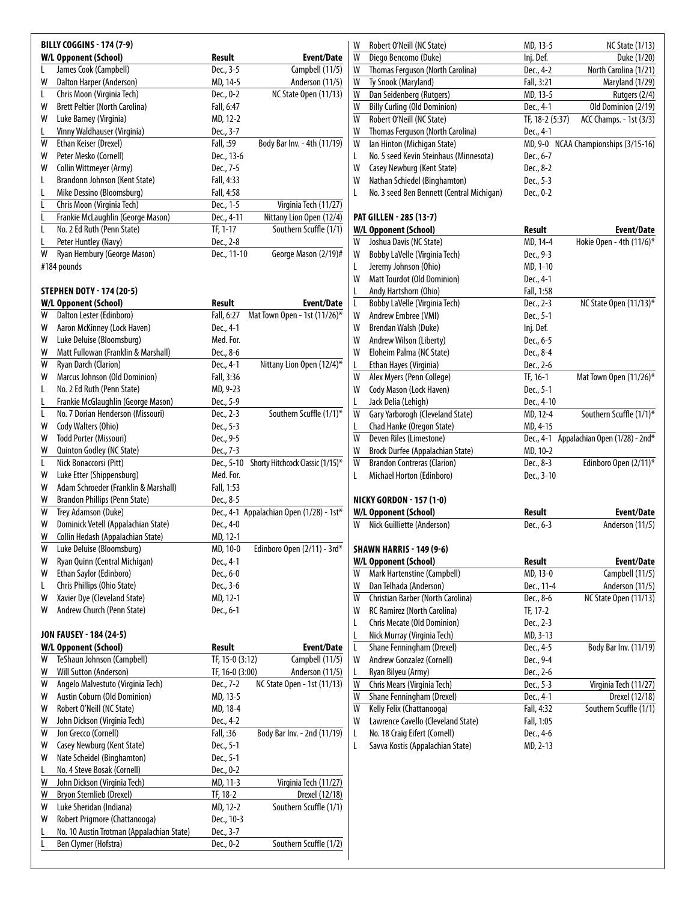## BILLY COGGINS - 174 (7-9)

| W/L | Opponent (School) | Result | Event/Date |
|---|---|---|---|
| L | James Cook (Campbell) | Dec., 3-5 | Campbell (11/5) |
| W | Dalton Harper (Anderson) | MD, 14-5 | Anderson (11/5) |
| L | Chris Moon (Virginia Tech) | Dec., 0-2 | NC State Open (11/13) |
| W | Brett Peltier (North Carolina) | Fall, 6:47 | |
| W | Luke Barney (Virginia) | MD, 12-2 | |
| L | Vinny Waldhauser (Virginia) | Dec., 3-7 | |
| W | Ethan Keiser (Drexel) | Fall, :59 | Body Bar Inv. - 4th (11/19) |
| W | Peter Mesko (Cornell) | Dec., 13-6 | |
| W | Collin Wittmeyer (Army) | Dec., 7-5 | |
| L | Brandonn Johnson (Kent State) | Fall, 4:33 | |
| L | Mike Dessino (Bloomsburg) | Fall, 4:58 | |
| L | Chris Moon (Virginia Tech) | Dec., 1-5 | Virginia Tech (11/27) |
| L | Frankie McLaughlin (George Mason) | Dec., 4-11 | Nittany Lion Open (12/4) |
| L | No. 2 Ed Ruth (Penn State) | TF, 1-17 | Southern Scuffle (1/1) |
| L | Peter Huntley (Navy) | Dec., 2-8 | |
| W | Ryan Hembury (George Mason) | Dec., 11-10 | George Mason (2/19)# |

#184 pounds

## STEPHEN DOTY - 174 (20-5)

| W/L | Opponent (School) | Result | Event/Date |
|---|---|---|---|
| W | Dalton Lester (Edinboro) | Fall, 6:27 | Mat Town Open - 1st (11/26)* |
| W | Aaron McKinney (Lock Haven) | Dec., 4-1 | |
| W | Luke Deluise (Bloomsburg) | Med. For. | |
| W | Matt Fullowan (Franklin & Marshall) | Dec., 8-6 | |
| W | Ryan Darch (Clarion) | Dec., 4-1 | Nittany Lion Open (12/4)* |
| W | Marcus Johnson (Old Dominion) | Fall, 3:36 | |
| L | No. 2 Ed Ruth (Penn State) | MD, 9-23 | |
| L | Frankie McGlaughlin (George Mason) | Dec., 5-9 | |
| L | No. 7 Dorian Henderson (Missouri) | Dec., 2-3 | Southern Scuffle (1/1)* |
| W | Cody Walters (Ohio) | Dec., 5-3 | |
| W | Todd Porter (Missouri) | Dec., 9-5 | |
| W | Quinton Godley (NC State) | Dec., 7-3 | |
| L | Nick Bonaccorsi (Pitt) | Dec., 5-10 | Shorty Hitchcock Classic (1/15)* |
| W | Luke Etter (Shippensburg) | Med. For. | |
| W | Adam Schroeder (Franklin & Marshall) | Fall, 1:53 | |
| W | Brandon Phillips (Penn State) | Dec., 8-5 | |
| W | Trey Adamson (Duke) | Dec., 4-1 | Appalachian Open (1/28) - 1st* |
| W | Dominick Vetell (Appalachian State) | Dec., 4-0 | |
| W | Collin Hedash (Appalachian State) | MD, 12-1 | |
| W | Luke Deluise (Bloomsburg) | MD, 10-0 | Edinboro Open (2/11) - 3rd* |
| W | Ryan Quinn (Central Michigan) | Dec., 4-1 | |
| W | Ethan Saylor (Edinboro) | Dec., 6-0 | |
| L | Chris Phillips (Ohio State) | Dec., 3-6 | |
| W | Xavier Dye (Cleveland State) | MD, 12-1 | |
| W | Andrew Church (Penn State) | Dec., 6-1 | |

## JON FAUSEY - 184 (24-5)

| W/L | Opponent (School) | Result | Event/Date |
|---|---|---|---|
| W | TeShaun Johnson (Campbell) | TF, 15-0 (3:12) | Campbell (11/5) |
| W | Will Sutton (Anderson) | TF, 16-0 (3:00) | Anderson (11/5) |
| W | Angelo Malvestuto (Virginia Tech) | Dec., 7-2 | NC State Open - 1st (11/13) |
| W | Austin Coburn (Old Dominion) | MD, 13-5 | |
| W | Robert O'Neill (NC State) | MD, 18-4 | |
| W | John Dickson (Virginia Tech) | Dec., 4-2 | |
| W | Jon Grecco (Cornell) | Fall, :36 | Body Bar Inv. - 2nd (11/19) |
| W | Casey Newburg (Kent State) | Dec., 5-1 | |
| W | Nate Scheidel (Binghamton) | Dec., 5-1 | |
| L | No. 4 Steve Bosak (Cornell) | Dec., 0-2 | |
| W | John Dickson (Virginia Tech) | MD, 11-3 | Virginia Tech (11/27) |
| W | Bryon Sternlieb (Drexel) | TF, 18-2 | Drexel (12/18) |
| W | Luke Sheridan (Indiana) | MD, 12-2 | Southern Scuffle (1/1) |
| W | Robert Prigmore (Chattanooga) | Dec., 10-3 | |
| L | No. 10 Austin Trotman (Appalachian State) | Dec., 3-7 | |
| L | Ben Clymer (Hofstra) | Dec., 0-2 | Southern Scuffle (1/2) |
| W | Robert O'Neill (NC State) | MD, 13-5 | NC State (1/13) |
| W | Diego Bencomo (Duke) | Inj. Def. | Duke (1/20) |
| W | Thomas Ferguson (North Carolina) | Dec., 4-2 | North Carolina (1/21) |
| W | Ty Snook (Maryland) | Fall, 3:21 | Maryland (1/29) |
| W | Dan Seidenberg (Rutgers) | MD, 13-5 | Rutgers (2/4) |
| W | Billy Curling (Old Dominion) | Dec., 4-1 | Old Dominion (2/19) |
| W | Robert O'Neill (NC State) | TF, 18-2 (5:37) | ACC Champs. - 1st (3/3) |
| W | Thomas Ferguson (North Carolina) | Dec., 4-1 | |
| W | Ian Hinton (Michigan State) | MD, 9-0 | NCAA Championships (3/15-16) |
| L | No. 5 seed Kevin Steinhaus (Minnesota) | Dec., 6-7 | |
| W | Casey Newburg (Kent State) | Dec., 8-2 | |
| W | Nathan Schiedel (Binghamton) | Dec., 5-3 | |
| L | No. 3 seed Ben Bennett (Central Michigan) | Dec., 0-2 | |

## PAT GILLEN - 285 (13-7)

| W/L | Opponent (School) | Result | Event/Date |
|---|---|---|---|
| W | Joshua Davis (NC State) | MD, 14-4 | Hokie Open - 4th (11/6)* |
| W | Bobby LaVelle (Virginia Tech) | Dec., 9-3 | |
| L | Jeremy Johnson (Ohio) | MD, 1-10 | |
| W | Matt Tourdot (Old Dominion) | Dec., 4-1 | |
| L | Andy Hartshorn (Ohio) | Fall, 1:58 | |
| L | Bobby LaVelle (Virginia Tech) | Dec., 2-3 | NC State Open (11/13)* |
| W | Andrew Embree (VMI) | Dec., 5-1 | |
| W | Brendan Walsh (Duke) | Inj. Def. | |
| W | Andrew Wilson (Liberty) | Dec., 6-5 | |
| W | Eloheim Palma (NC State) | Dec., 8-4 | |
| L | Ethan Hayes (Virginia) | Dec., 2-6 | |
| W | Alex Myers (Penn College) | TF, 16-1 | Mat Town Open (11/26)* |
| W | Cody Mason (Lock Haven) | Dec., 5-1 | |
| L | Jack Delia (Lehigh) | Dec., 4-10 | |
| W | Gary Yarborogh (Cleveland State) | MD, 12-4 | Southern Scuffle (1/1)* |
| L | Chad Hanke (Oregon State) | MD, 4-15 | |
| W | Deven Riles (Limestone) | Dec., 4-1 | Appalachian Open (1/28) - 2nd* |
| W | Brock Durfee (Appalachian State) | MD, 10-2 | |
| W | Brandon Contreras (Clarion) | Dec., 8-3 | Edinboro Open (2/11)* |
| L | Michael Horton (Edinboro) | Dec., 3-10 | |

## NICKY GORDON - 157 (1-0)

| W/L | Opponent (School) | Result | Event/Date |
|---|---|---|---|
| W | Nick Guilliette (Anderson) | Dec., 6-3 | Anderson (11/5) |

## SHAWN HARRIS - 149 (9-6)

| W/L | Opponent (School) | Result | Event/Date |
|---|---|---|---|
| W | Mark Hartenstine (Campbell) | MD, 13-0 | Campbell (11/5) |
| W | Dan Telhada (Anderson) | Dec., 11-4 | Anderson (11/5) |
| W | Christian Barber (North Carolina) | Dec., 8-6 | NC State Open (11/13) |
| W | RC Ramirez (North Carolina) | TF, 17-2 | |
| L | Chris Mecate (Old Dominion) | Dec., 2-3 | |
| L | Nick Murray (Virginia Tech) | MD, 3-13 | |
| L | Shane Fenningham (Drexel) | Dec., 4-5 | Body Bar Inv. (11/19) |
| W | Andrew Gonzalez (Cornell) | Dec., 9-4 | |
| L | Ryan Bilyeu (Army) | Dec., 2-6 | |
| W | Chris Mears (Virginia Tech) | Dec., 5-3 | Virginia Tech (11/27) |
| W | Shane Fenningham (Drexel) | Dec., 4-1 | Drexel (12/18) |
| W | Kelly Felix (Chattanooga) | Fall, 4:32 | Southern Scuffle (1/1) |
| W | Lawrence Cavello (Cleveland State) | Fall, 1:05 | |
| L | No. 18 Craig Eifert (Cornell) | Dec., 4-6 | |
| L | Savva Kostis (Appalachian State) | MD, 2-13 | |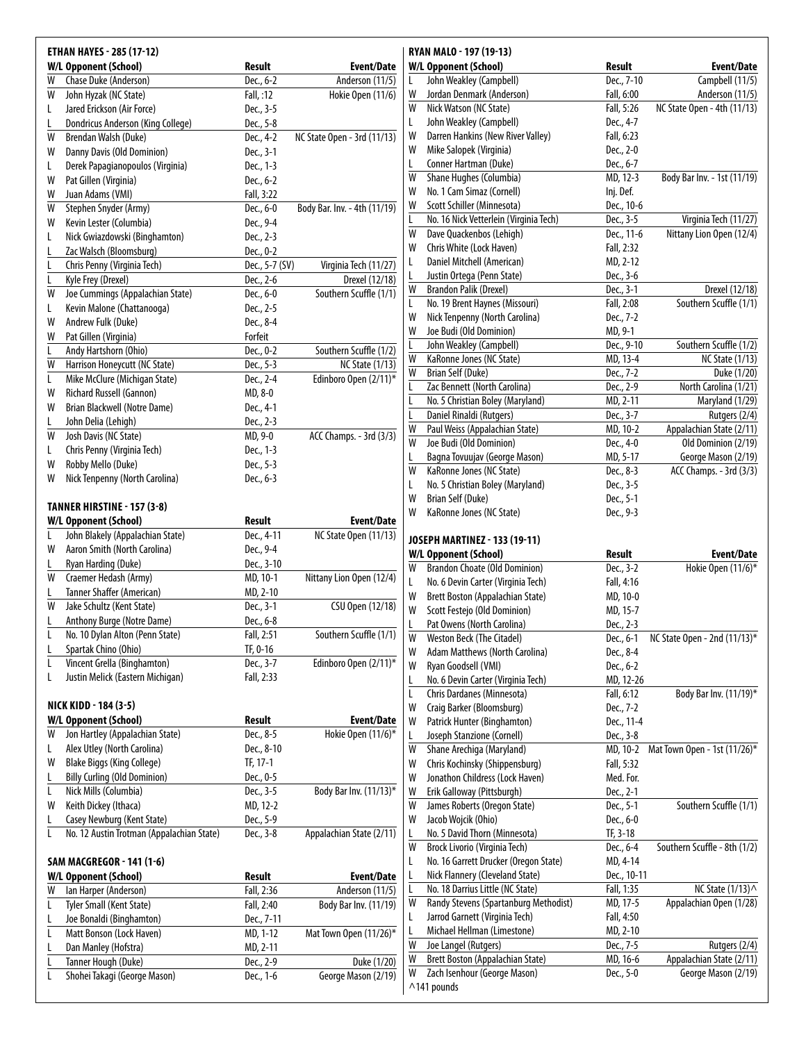### ETHAN HAYES - 285 (17-12)

| W/L | Opponent (School) | Result | Event/Date |
|---|---|---|---|
| W | Chase Duke (Anderson) | Dec., 6-2 | Anderson (11/5) |
| W | John Hyzak (NC State) | Fall, :12 | Hokie Open (11/6) |
| L | Jared Erickson (Air Force) | Dec., 3-5 | |
| L | Dondricus Anderson (King College) | Dec., 5-8 | |
| W | Brendan Walsh (Duke) | Dec., 4-2 | NC State Open - 3rd (11/13) |
| W | Danny Davis (Old Dominion) | Dec., 3-1 | |
| L | Derek Papagianopoulos (Virginia) | Dec., 1-3 | |
| W | Pat Gillen (Virginia) | Dec., 6-2 | |
| W | Juan Adams (VMI) | Fall, 3:22 | |
| W | Stephen Snyder (Army) | Dec., 6-0 | Body Bar. Inv. - 4th (11/19) |
| W | Kevin Lester (Columbia) | Dec., 9-4 | |
| L | Nick Gwiazdowski (Binghamton) | Dec., 2-3 | |
| L | Zac Walsch (Bloomsburg) | Dec., 0-2 | |
| L | Chris Penny (Virginia Tech) | Dec., 5-7 (SV) | Virginia Tech (11/27) |
| L | Kyle Frey (Drexel) | Dec., 2-6 | Drexel (12/18) |
| W | Joe Cummings (Appalachian State) | Dec., 6-0 | Southern Scuffle (1/1) |
| L | Kevin Malone (Chattanooga) | Dec., 2-5 | |
| W | Andrew Fulk (Duke) | Dec., 8-4 | |
| W | Pat Gillen (Virginia) | Forfeit | |
| L | Andy Hartshorn (Ohio) | Dec., 0-2 | Southern Scuffle (1/2) |
| W | Harrison Honeycutt (NC State) | Dec., 5-3 | NC State (1/13) |
| L | Mike McClure (Michigan State) | Dec., 2-4 | Edinboro Open (2/11)* |
| W | Richard Russell (Gannon) | MD, 8-0 | |
| W | Brian Blackwell (Notre Dame) | Dec., 4-1 | |
| L | John Delia (Lehigh) | Dec., 2-3 | |
| W | Josh Davis (NC State) | MD, 9-0 | ACC Champs. - 3rd (3/3) |
| L | Chris Penny (Virginia Tech) | Dec., 1-3 | |
| W | Robby Mello (Duke) | Dec., 5-3 | |
| W | Nick Tenpenny (North Carolina) | Dec., 6-3 | |

### TANNER HIRSTINE - 157 (3-8)

| W/L | Opponent (School) | Result | Event/Date |
|---|---|---|---|
| L | John Blakely (Appalachian State) | Dec., 4-11 | NC State Open (11/13) |
| W | Aaron Smith (North Carolina) | Dec., 9-4 | |
| L | Ryan Harding (Duke) | Dec., 3-10 | |
| W | Craemer Hedash (Army) | MD, 10-1 | Nittany Lion Open (12/4) |
| L | Tanner Shaffer (American) | MD, 2-10 | |
| W | Jake Schultz (Kent State) | Dec., 3-1 | CSU Open (12/18) |
| L | Anthony Burge (Notre Dame) | Dec., 6-8 | |
| L | No. 10 Dylan Alton (Penn State) | Fall, 2:51 | Southern Scuffle (1/1) |
| L | Spartak Chino (Ohio) | TF, 0-16 | |
| L | Vincent Grella (Binghamton) | Dec., 3-7 | Edinboro Open (2/11)* |
| L | Justin Melick (Eastern Michigan) | Fall, 2:33 | |

### NICK KIDD - 184 (3-5)

| W/L | Opponent (School) | Result | Event/Date |
|---|---|---|---|
| W | Jon Hartley (Appalachian State) | Dec., 8-5 | Hokie Open (11/6)* |
| L | Alex Utley (North Carolina) | Dec., 8-10 | |
| W | Blake Biggs (King College) | TF, 17-1 | |
| L | Billy Curling (Old Dominion) | Dec., 0-5 | |
| L | Nick Mills (Columbia) | Dec., 3-5 | Body Bar Inv. (11/13)* |
| W | Keith Dickey (Ithaca) | MD, 12-2 | |
| L | Casey Newburg (Kent State) | Dec., 5-9 | |
| L | No. 12 Austin Trotman (Appalachian State) | Dec., 3-8 | Appalachian State (2/11) |

### SAM MACGREGOR - 141 (1-6)

| W/L | Opponent (School) | Result | Event/Date |
|---|---|---|---|
| W | Ian Harper (Anderson) | Fall, 2:36 | Anderson (11/5) |
| L | Tyler Small (Kent State) | Fall, 2:40 | Body Bar Inv. (11/19) |
| L | Joe Bonaldi (Binghamton) | Dec., 7-11 | |
| L | Matt Bonson (Lock Haven) | MD, 1-12 | Mat Town Open (11/26)* |
| L | Dan Manley (Hofstra) | MD, 2-11 | |
| L | Tanner Hough (Duke) | Dec., 2-9 | Duke (1/20) |
| L | Shohei Takagi (George Mason) | Dec., 1-6 | George Mason (2/19) |

### RYAN MALO - 197 (19-13)

| W/L | Opponent (School) | Result | Event/Date |
|---|---|---|---|
| L | John Weakley (Campbell) | Dec., 7-10 | Campbell (11/5) |
| W | Jordan Denmark (Anderson) | Fall, 6:00 | Anderson (11/5) |
| W | Nick Watson (NC State) | Fall, 5:26 | NC State Open - 4th (11/13) |
| L | John Weakley (Campbell) | Dec., 4-7 | |
| W | Darren Hankins (New River Valley) | Fall, 6:23 | |
| W | Mike Salopek (Virginia) | Dec., 2-0 | |
| L | Conner Hartman (Duke) | Dec., 6-7 | |
| W | Shane Hughes (Columbia) | MD, 12-3 | Body Bar Inv. - 1st (11/19) |
| W | No. 1 Cam Simaz (Cornell) | Inj. Def. | |
| W | Scott Schiller (Minnesota) | Dec., 10-6 | |
| L | No. 16 Nick Vetterlein (Virginia Tech) | Dec., 3-5 | Virginia Tech (11/27) |
| W | Dave Quackenbos (Lehigh) | Dec., 11-6 | Nittany Lion Open (12/4) |
| W | Chris White (Lock Haven) | Fall, 2:32 | |
| L | Daniel Mitchell (American) | MD, 2-12 | |
| L | Justin Ortega (Penn State) | Dec., 3-6 | |
| W | Brandon Palik (Drexel) | Dec., 3-1 | Drexel (12/18) |
| L | No. 19 Brent Haynes (Missouri) | Fall, 2:08 | Southern Scuffle (1/1) |
| W | Nick Tenpenny (North Carolina) | Dec., 7-2 | |
| W | Joe Budi (Old Dominion) | MD, 9-1 | |
| L | John Weakley (Campbell) | Dec., 9-10 | Southern Scuffle (1/2) |
| W | KaRonne Jones (NC State) | MD, 13-4 | NC State (1/13) |
| W | Brian Self (Duke) | Dec., 7-2 | Duke (1/20) |
| L | Zac Bennett (North Carolina) | Dec., 2-9 | North Carolina (1/21) |
| L | No. 5 Christian Boley (Maryland) | MD, 2-11 | Maryland (1/29) |
| L | Daniel Rinaldi (Rutgers) | Dec., 3-7 | Rutgers (2/4) |
| W | Paul Weiss (Appalachian State) | MD, 10-2 | Appalachian State (2/11) |
| W | Joe Budi (Old Dominion) | Dec., 4-0 | Old Dominion (2/19) |
| L | Bagna Tovuujav (George Mason) | MD, 5-17 | George Mason (2/19) |
| W | KaRonne Jones (NC State) | Dec., 8-3 | ACC Champs. - 3rd (3/3) |
| L | No. 5 Christian Boley (Maryland) | Dec., 3-5 | |
| W | Brian Self (Duke) | Dec., 5-1 | |
| W | KaRonne Jones (NC State) | Dec., 9-3 | |

### JOSEPH MARTINEZ - 133 (19-11)

| W/L | Opponent (School) | Result | Event/Date |
|---|---|---|---|
| W | Brandon Choate (Old Dominion) | Dec., 3-2 | Hokie Open (11/6)* |
| L | No. 6 Devin Carter (Virginia Tech) | Fall, 4:16 | |
| W | Brett Boston (Appalachian State) | MD, 10-0 | |
| W | Scott Festejo (Old Dominion) | MD, 15-7 | |
| L | Pat Owens (North Carolina) | Dec., 2-3 | |
| W | Weston Beck (The Citadel) | Dec., 6-1 | NC State Open - 2nd (11/13)* |
| W | Adam Matthews (North Carolina) | Dec., 8-4 | |
| W | Ryan Goodsell (VMI) | Dec., 6-2 | |
| L | No. 6 Devin Carter (Virginia Tech) | MD, 12-26 | |
| L | Chris Dardanes (Minnesota) | Fall, 6:12 | Body Bar Inv. (11/19)* |
| W | Craig Barker (Bloomsburg) | Dec., 7-2 | |
| W | Patrick Hunter (Binghamton) | Dec., 11-4 | |
| L | Joseph Stanzione (Cornell) | Dec., 3-8 | |
| W | Shane Arechiga (Maryland) | MD, 10-2 | Mat Town Open - 1st (11/26)* |
| W | Chris Kochinsky (Shippensburg) | Fall, 5:32 | |
| W | Jonathon Childress (Lock Haven) | Med. For. | |
| W | Erik Galloway (Pittsburgh) | Dec., 2-1 | |
| W | James Roberts (Oregon State) | Dec., 5-1 | Southern Scuffle (1/1) |
| W | Jacob Wojcik (Ohio) | Dec., 6-0 | |
| L | No. 5 David Thorn (Minnesota) | TF, 3-18 | |
| W | Brock Livorio (Virginia Tech) | Dec., 6-4 | Southern Scuffle - 8th (1/2) |
| L | No. 16 Garrett Drucker (Oregon State) | MD, 4-14 | |
| L | Nick Flannery (Cleveland State) | Dec., 10-11 | |
| L | No. 18 Darrius Little (NC State) | Fall, 1:35 | NC State (1/13)^ |
| W | Randy Stevens (Spartanburg Methodist) | MD, 17-5 | Appalachian Open (1/28) |
| L | Jarrod Garnett (Virginia Tech) | Fall, 4:50 | |
| L | Michael Hellman (Limestone) | MD, 2-10 | |
| W | Joe Langel (Rutgers) | Dec., 7-5 | Rutgers (2/4) |
| W | Brett Boston (Appalachian State) | MD, 16-6 | Appalachian State (2/11) |
| W | Zach Isenhour (George Mason) | Dec., 5-0 | George Mason (2/19) |

^141 pounds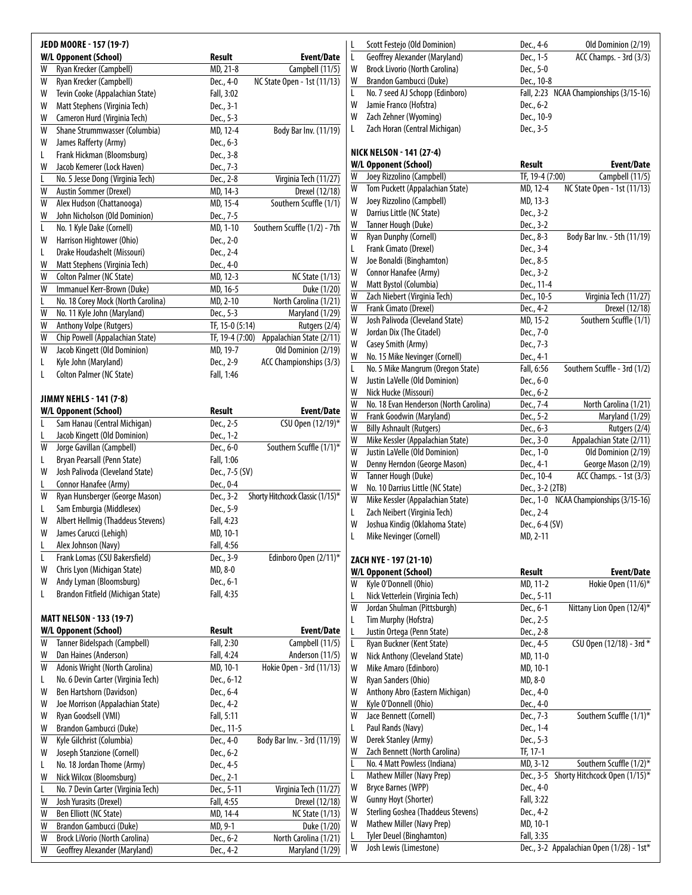### JEDD MOORE - 157 (19-7)

| W/L | Opponent (School) | Result | Event/Date |
|---|---|---|---|
| W | Ryan Krecker (Campbell) | MD, 21-8 | Campbell (11/5) |
| W | Ryan Krecker (Campbell) | Dec., 4-0 | NC State Open - 1st (11/13) |
| W | Tevin Cooke (Appalachian State) | Fall, 3:02 | |
| W | Matt Stephens (Virginia Tech) | Dec., 3-1 | |
| W | Cameron Hurd (Virginia Tech) | Dec., 5-3 | |
| W | Shane Strummwasser (Columbia) | MD, 12-4 | Body Bar Inv. (11/19) |
| W | James Rafferty (Army) | Dec., 6-3 | |
| L | Frank Hickman (Bloomsburg) | Dec., 3-8 | |
| W | Jacob Kemerer (Lock Haven) | Dec., 7-3 | |
| L | No. 5 Jesse Dong (Virginia Tech) | Dec., 2-8 | Virginia Tech (11/27) |
| W | Austin Sommer (Drexel) | MD, 14-3 | Drexel (12/18) |
| W | Alex Hudson (Chattanooga) | MD, 15-4 | Southern Scuffle (1/1) |
| W | John Nicholson (Old Dominion) | Dec., 7-5 | |
| L | No. 1 Kyle Dake (Cornell) | MD, 1-10 | Southern Scuffle (1/2) - 7th |
| W | Harrison Hightower (Ohio) | Dec., 2-0 | |
| L | Drake Houdashelt (Missouri) | Dec., 2-4 | |
| W | Matt Stephens (Virginia Tech) | Dec., 4-0 | |
| W | Colton Palmer (NC State) | MD, 12-3 | NC State (1/13) |
| W | Immanuel Kerr-Brown (Duke) | MD, 16-5 | Duke (1/20) |
| L | No. 18 Corey Mock (North Carolina) | MD, 2-10 | North Carolina (1/21) |
| W | No. 11 Kyle John (Maryland) | Dec., 5-3 | Maryland (1/29) |
| W | Anthony Volpe (Rutgers) | TF, 15-0 (5:14) | Rutgers (2/4) |
| W | Chip Powell (Appalachian State) | TF, 19-4 (7:00) | Appalachian State (2/11) |
| W | Jacob Kingett (Old Dominion) | MD, 19-7 | Old Dominion (2/19) |
| L | Kyle John (Maryland) | Dec., 2-9 | ACC Championships (3/3) |
| L | Colton Palmer (NC State) | Fall, 1:46 | |

### JIMMY NEHLS - 141 (7-8)

| W/L | Opponent (School) | Result | Event/Date |
|---|---|---|---|
| L | Sam Hanau (Central Michigan) | Dec., 2-5 | CSU Open (12/19)* |
| L | Jacob Kingett (Old Dominion) | Dec., 1-2 | |
| W | Jorge Gavillan (Campbell) | Dec., 6-0 | Southern Scuffle (1/1)* |
| L | Bryan Pearsall (Penn State) | Fall, 1:06 | |
| W | Josh Palivoda (Cleveland State) | Dec., 7-5 (SV) | |
| L | Connor Hanafee (Army) | Dec., 0-4 | |
| W | Ryan Hunsberger (George Mason) | Dec., 3-2 | Shorty Hitchcock Classic (1/15)* |
| L | Sam Emburgia (Middlesex) | Dec., 5-9 | |
| W | Albert Hellmig (Thaddeus Stevens) | Fall, 4:23 | |
| W | James Carucci (Lehigh) | MD, 10-1 | |
| L | Alex Johnson (Navy) | Fall, 4:56 | |
| L | Frank Lomas (CSU Bakersfield) | Dec., 3-9 | Edinboro Open (2/11)* |
| W | Chris Lyon (Michigan State) | MD, 8-0 | |
| W | Andy Lyman (Bloomsburg) | Dec., 6-1 | |
| L | Brandon Fitfield (Michigan State) | Fall, 4:35 | |

### MATT NELSON - 133 (19-7)

| W/L | Opponent (School) | Result | Event/Date |
|---|---|---|---|
| W | Tanner Bidelspach (Campbell) | Fall, 2:30 | Campbell (11/5) |
| W | Dan Haines (Anderson) | Fall, 4:24 | Anderson (11/5) |
| W | Adonis Wright (North Carolina) | MD, 10-1 | Hokie Open - 3rd (11/13) |
| L | No. 6 Devin Carter (Virginia Tech) | Dec., 6-12 | |
| W | Ben Hartshorn (Davidson) | Dec., 6-4 | |
| W | Joe Morrison (Appalachian State) | Dec., 4-2 | |
| W | Ryan Goodsell (VMI) | Fall, 5:11 | |
| W | Brandon Gambucci (Duke) | Dec., 11-5 | |
| W | Kyle Gilchrist (Columbia) | Dec., 4-0 | Body Bar Inv. - 3rd (11/19) |
| W | Joseph Stanzione (Cornell) | Dec., 6-2 | |
| L | No. 18 Jordan Thome (Army) | Dec., 4-5 | |
| W | Nick Wilcox (Bloomsburg) | Dec., 2-1 | |
| L | No. 7 Devin Carter (Virginia Tech) | Dec., 5-11 | Virginia Tech (11/27) |
| W | Josh Yurasits (Drexel) | Fall, 4:55 | Drexel (12/18) |
| W | Ben Elliott (NC State) | MD, 14-4 | NC State (1/13) |
| W | Brandon Gambucci (Duke) | MD, 9-1 | Duke (1/20) |
| W | Brock LiVorio (North Carolina) | Dec., 6-2 | North Carolina (1/21) |
| W | Geoffrey Alexander (Maryland) | Dec., 4-2 | Maryland (1/29) |
| L | Scott Festejo (Old Dominion) | Dec., 4-6 | Old Dominion (2/19) |
| L | Geoffrey Alexander (Maryland) | Dec., 1-5 | ACC Champs. - 3rd (3/3) |
| W | Brock Livorio (North Carolina) | Dec., 5-0 | |
| W | Brandon Gambucci (Duke) | Dec., 10-8 | |
| L | No. 7 seed AJ Schopp (Edinboro) | Fall, 2:23 | NCAA Championships (3/15-16) |
| W | Jamie Franco (Hofstra) | Dec., 6-2 | |
| W | Zach Zehner (Wyoming) | Dec., 10-9 | |
| L | Zach Horan (Central Michigan) | Dec., 3-5 | |

### NICK NELSON - 141 (27-4)

| W/L | Opponent (School) | Result | Event/Date |
|---|---|---|---|
| W | Joey Rizzolino (Campbell) | TF, 19-4 (7:00) | Campbell (11/5) |
| W | Tom Puckett (Appalachian State) | MD, 12-4 | NC State Open - 1st (11/13) |
| W | Joey Rizzolino (Campbell) | MD, 13-3 | |
| W | Darrius Little (NC State) | Dec., 3-2 | |
| W | Tanner Hough (Duke) | Dec., 3-2 | |
| W | Ryan Dunphy (Cornell) | Dec., 8-3 | Body Bar Inv. - 5th (11/19) |
| L | Frank Cimato (Drexel) | Dec., 3-4 | |
| W | Joe Bonaldi (Binghamton) | Dec., 8-5 | |
| W | Connor Hanafee (Army) | Dec., 3-2 | |
| W | Matt Bystol (Columbia) | Dec., 11-4 | |
| W | Zach Niebert (Virginia Tech) | Dec., 10-5 | Virginia Tech (11/27) |
| W | Frank Cimato (Drexel) | Dec., 4-2 | Drexel (12/18) |
| W | Josh Palivoda (Cleveland State) | MD, 15-2 | Southern Scuffle (1/1) |
| W | Jordan Dix (The Citadel) | Dec., 7-0 | |
| W | Casey Smith (Army) | Dec., 7-3 | |
| W | No. 15 Mike Nevinger (Cornell) | Dec., 4-1 | |
| L | No. 5 Mike Mangrum (Oregon State) | Fall, 6:56 | Southern Scuffle - 3rd (1/2) |
| W | Justin LaVelle (Old Dominion) | Dec., 6-0 | |
| W | Nick Hucke (Missouri) | Dec., 6-2 | |
| W | No. 18 Evan Henderson (North Carolina) | Dec., 7-4 | North Carolina (1/21) |
| W | Frank Goodwin (Maryland) | Dec., 5-2 | Maryland (1/29) |
| W | Billy Ashnault (Rutgers) | Dec., 6-3 | Rutgers (2/4) |
| W | Mike Kessler (Appalachian State) | Dec., 3-0 | Appalachian State (2/11) |
| W | Justin LaVelle (Old Dominion) | Dec., 1-0 | Old Dominion (2/19) |
| W | Denny Herndon (George Mason) | Dec., 4-1 | George Mason (2/19) |
| W | Tanner Hough (Duke) | Dec., 10-4 | ACC Champs. - 1st (3/3) |
| W | No. 10 Darrius Little (NC State) | Dec., 3-2 (2TB) | |
| W | Mike Kessler (Appalachian State) | Dec., 1-0 | NCAA Championships (3/15-16) |
| L | Zach Neibert (Virginia Tech) | Dec., 2-4 | |
| W | Joshua Kindig (Oklahoma State) | Dec., 6-4 (SV) | |
| L | Mike Nevinger (Cornell) | MD, 2-11 | |

### ZACH NYE - 197 (21-10)

| W/L | Opponent (School) | Result | Event/Date |
|---|---|---|---|
| W | Kyle O'Donnell (Ohio) | MD, 11-2 | Hokie Open (11/6)* |
| L | Nick Vetterlein (Virginia Tech) | Dec., 5-11 | |
| W | Jordan Shulman (Pittsburgh) | Dec., 6-1 | Nittany Lion Open (12/4)* |
| L | Tim Murphy (Hofstra) | Dec., 2-5 | |
| L | Justin Ortega (Penn State) | Dec., 2-8 | |
| L | Ryan Buckner (Kent State) | Dec., 4-5 | CSU Open (12/18) - 3rd * |
| W | Nick Anthony (Cleveland State) | MD, 11-0 | |
| W | Mike Amaro (Edinboro) | MD, 10-1 | |
| W | Ryan Sanders (Ohio) | MD, 8-0 | |
| W | Anthony Abro (Eastern Michigan) | Dec., 4-0 | |
| W | Kyle O'Donnell (Ohio) | Dec., 4-0 | |
| W | Jace Bennett (Cornell) | Dec., 7-3 | Southern Scuffle (1/1)* |
| L | Paul Rands (Navy) | Dec., 1-4 | |
| W | Derek Stanley (Army) | Dec., 5-3 | |
| W | Zach Bennett (North Carolina) | TF, 17-1 | |
| L | No. 4 Matt Powless (Indiana) | MD, 3-12 | Southern Scuffle (1/2)* |
| L | Mathew Miller (Navy Prep) | Dec., 3-5 | Shorty Hitchcock Open (1/15)* |
| W | Bryce Barnes (WPP) | Dec., 4-0 | |
| W | Gunny Hoyt (Shorter) | Fall, 3:22 | |
| W | Sterling Goshea (Thaddeus Stevens) | Dec., 4-2 | |
| W | Mathew Miller (Navy Prep) | MD, 10-1 | |
| L | Tyler Deuel (Binghamton) | Fall, 3:35 | |
| W | Josh Lewis (Limestone) | Dec., 3-2 | Appalachian Open (1/28) - 1st* |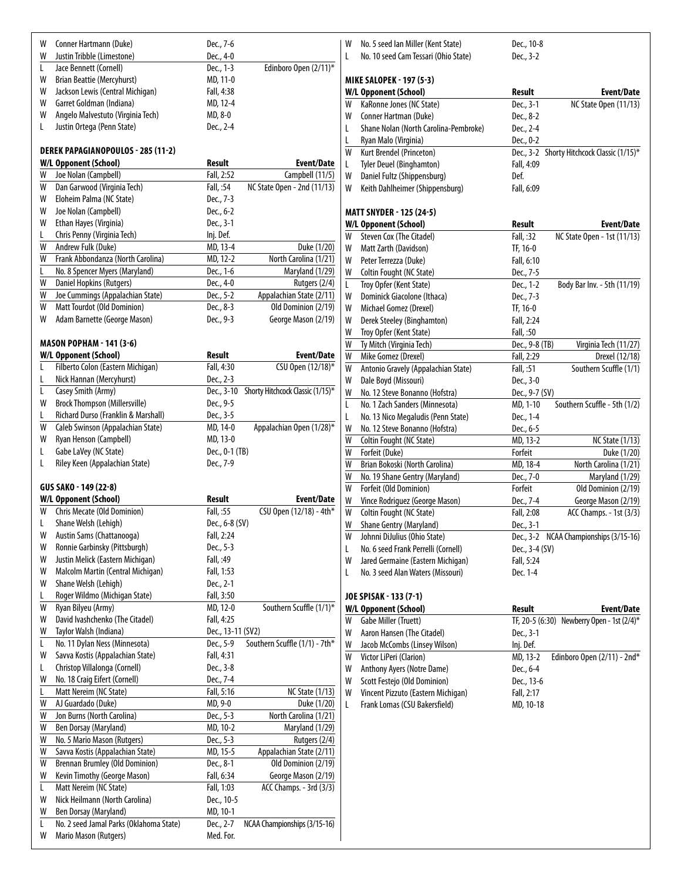| W/L | Opponent (School) | Result | Event/Date |
|---|---|---|---|
| W | Conner Hartmann (Duke) | Dec., 7-6 | |
| W | Justin Tribble (Limestone) | Dec., 4-0 | |
| L | Jace Bennett (Cornell) | Dec., 1-3 | Edinboro Open (2/11)* |
| W | Brian Beattie (Mercyhurst) | MD, 11-0 | |
| W | Jackson Lewis (Central Michigan) | Fall, 4:38 | |
| W | Garret Goldman (Indiana) | MD, 12-4 | |
| W | Angelo Malvestuto (Virginia Tech) | MD, 8-0 | |
| L | Justin Ortega (Penn State) | Dec., 2-4 | |

### DEREK PAPAGIANOPOULOS - 285 (11-2)

| W/L | Opponent (School) | Result | Event/Date |
|---|---|---|---|
| W | Joe Nolan (Campbell) | Fall, 2:52 | Campbell (11/5) |
| W | Dan Garwood (Virginia Tech) | Fall, :54 | NC State Open - 2nd (11/13) |
| W | Eloheim Palma (NC State) | Dec., 7-3 | |
| W | Joe Nolan (Campbell) | Dec., 6-2 | |
| W | Ethan Hayes (Virginia) | Dec., 3-1 | |
| L | Chris Penny (Virginia Tech) | Inj. Def. | |
| W | Andrew Fulk (Duke) | MD, 13-4 | Duke (1/20) |
| W | Frank Abbondanza (North Carolina) | MD, 12-2 | North Carolina (1/21) |
| L | No. 8 Spencer Myers (Maryland) | Dec., 1-6 | Maryland (1/29) |
| W | Daniel Hopkins (Rutgers) | Dec., 4-0 | Rutgers (2/4) |
| W | Joe Cummings (Appalachian State) | Dec., 5-2 | Appalachian State (2/11) |
| W | Matt Tourdot (Old Dominion) | Dec., 8-3 | Old Dominion (2/19) |
| W | Adam Barnette (George Mason) | Dec., 9-3 | George Mason (2/19) |

### MASON POPHAM - 141 (3-6)

| W/L | Opponent (School) | Result | Event/Date |
|---|---|---|---|
| L | Filberto Colon (Eastern Michigan) | Fall, 4:30 | CSU Open (12/18)* |
| L | Nick Hannan (Mercyhurst) | Dec., 2-3 | |
| L | Casey Smith (Army) | Dec., 3-10 | Shorty Hitchcock Classic (1/15)* |
| W | Brock Thompson (Millersville) | Dec., 9-5 | |
| L | Richard Durso (Franklin & Marshall) | Dec., 3-5 | |
| W | Caleb Swinson (Appalachian State) | MD, 14-0 | Appalachian Open (1/28)* |
| W | Ryan Henson (Campbell) | MD, 13-0 | |
| L | Gabe LaVey (NC State) | Dec., 0-1 (TB) | |
| L | Riley Keen (Appalachian State) | Dec., 7-9 | |

### GUS SAKO - 149 (22-8)

| W/L | Opponent (School) | Result | Event/Date |
|---|---|---|---|
| W | Chris Mecate (Old Dominion) | Fall, :55 | CSU Open (12/18) - 4th* |
| L | Shane Welsh (Lehigh) | Dec., 6-8 (SV) | |
| W | Austin Sams (Chattanooga) | Fall, 2:24 | |
| W | Ronnie Garbinsky (Pittsburgh) | Dec., 5-3 | |
| W | Justin Melick (Eastern Michigan) | Fall, :49 | |
| W | Malcolm Martin (Central Michigan) | Fall, 1:53 | |
| W | Shane Welsh (Lehigh) | Dec., 2-1 | |
| L | Roger Wildmo (Michigan State) | Fall, 3:50 | |
| W | Ryan Bilyeu (Army) | MD, 12-0 | Southern Scuffle (1/1)* |
| W | David Ivashchenko (The Citadel) | Fall, 4:25 | |
| W | Taylor Walsh (Indiana) | Dec., 13-11 (SV2) | |
| L | No. 11 Dylan Ness (Minnesota) | Dec., 5-9 | Southern Scuffle (1/1) - 7th* |
| W | Savva Kostis (Appalachian State) | Fall, 4:31 | |
| L | Christop Villalonga (Cornell) | Dec., 3-8 | |
| W | No. 18 Craig Eifert (Cornell) | Dec., 7-4 | |
| L | Matt Nereim (NC State) | Fall, 5:16 | NC State (1/13) |
| W | AJ Guardado (Duke) | MD, 9-0 | Duke (1/20) |
| W | Jon Burns (North Carolina) | Dec., 5-3 | North Carolina (1/21) |
| W | Ben Dorsay (Maryland) | MD, 10-2 | Maryland (1/29) |
| W | No. 5 Mario Mason (Rutgers) | Dec., 5-3 | Rutgers (2/4) |
| W | Savva Kostis (Appalachian State) | MD, 15-5 | Appalachian State (2/11) |
| W | Brennan Brumley (Old Dominion) | Dec., 8-1 | Old Dominion (2/19) |
| W | Kevin Timothy (George Mason) | Fall, 6:34 | George Mason (2/19) |
| L | Matt Nereim (NC State) | Fall, 1:03 | ACC Champs. - 3rd (3/3) |
| W | Nick Heilmann (North Carolina) | Dec., 10-5 | |
| W | Ben Dorsay (Maryland) | MD, 10-1 | |
| L | No. 2 seed Jamal Parks (Oklahoma State) | Dec., 2-7 | NCAA Championships (3/15-16) |
| W | Mario Mason (Rutgers) | Med. For. | |

| W/L | Opponent (School) | Result | Event/Date |
|---|---|---|---|
| W | No. 5 seed Ian Miller (Kent State) | Dec., 10-8 | |
| L | No. 10 seed Cam Tessari (Ohio State) | Dec., 3-2 | |

### MIKE SALOPEK - 197 (5-3)

| W/L | Opponent (School) | Result | Event/Date |
|---|---|---|---|
| W | KaRonne Jones (NC State) | Dec., 3-1 | NC State Open (11/13) |
| W | Conner Hartman (Duke) | Dec., 8-2 | |
| L | Shane Nolan (North Carolina-Pembroke) | Dec., 2-4 | |
| L | Ryan Malo (Virginia) | Dec., 0-2 | |
| W | Kurt Brendel (Princeton) | Dec., 3-2 | Shorty Hitchcock Classic (1/15)* |
| L | Tyler Deuel (Binghamton) | Fall, 4:09 | |
| W | Daniel Fultz (Shippensburg) | Def. | |
| W | Keith Dahlheimer (Shippensburg) | Fall, 6:09 | |

### MATT SNYDER - 125 (24-5)

| W/L | Opponent (School) | Result | Event/Date |
|---|---|---|---|
| W | Steven Cox (The Citadel) | Fall, :32 | NC State Open - 1st (11/13) |
| W | Matt Zarth (Davidson) | TF, 16-0 | |
| W | Peter Terrezza (Duke) | Fall, 6:10 | |
| W | Coltin Fought (NC State) | Dec., 7-5 | |
| L | Troy Opfer (Kent State) | Dec., 1-2 | Body Bar Inv. - 5th (11/19) |
| W | Dominick Giacolone (Ithaca) | Dec., 7-3 | |
| W | Michael Gomez (Drexel) | TF, 16-0 | |
| W | Derek Steeley (Binghamton) | Fall, 2:24 | |
| W | Troy Opfer (Kent State) | Fall, :50 | |
| W | Ty Mitch (Virginia Tech) | Dec., 9-8 (TB) | Virginia Tech (11/27) |
| W | Mike Gomez (Drexel) | Fall, 2:29 | Drexel (12/18) |
| W | Antonio Gravely (Appalachian State) | Fall, :51 | Southern Scuffle (1/1) |
| W | Dale Boyd (Missouri) | Dec., 3-0 | |
| W | No. 12 Steve Bonanno (Hofstra) | Dec., 9-7 (SV) | |
| L | No. 1 Zach Sanders (Minnesota) | MD, 1-10 | Southern Scuffle - 5th (1/2) |
| L | No. 13 Nico Megaludis (Penn State) | Dec., 1-4 | |
| W | No. 12 Steve Bonanno (Hofstra) | Dec., 6-5 | |
| W | Coltin Fought (NC State) | MD, 13-2 | NC State (1/13) |
| W | Forfeit (Duke) | Forfeit | Duke (1/20) |
| W | Brian Bokoski (North Carolina) | MD, 18-4 | North Carolina (1/21) |
| W | No. 19 Shane Gentry (Maryland) | Dec., 7-0 | Maryland (1/29) |
| W | Forfeit (Old Dominion) | Forfeit | Old Dominion (2/19) |
| W | Vince Rodriguez (George Mason) | Dec., 7-4 | George Mason (2/19) |
| W | Coltin Fought (NC State) | Fall, 2:08 | ACC Champs. - 1st (3/3) |
| W | Shane Gentry (Maryland) | Dec., 3-1 | |
| W | Johnni DiJulius (Ohio State) | Dec., 3-2 | NCAA Championships (3/15-16) |
| L | No. 6 seed Frank Perrelli (Cornell) | Dec., 3-4 (SV) | |
| W | Jared Germaine (Eastern Michigan) | Fall, 5:24 | |
| L | No. 3 seed Alan Waters (Missouri) | Dec. 1-4 | |

### JOE SPISAK - 133 (7-1)

| W/L | Opponent (School) | Result | Event/Date |
|---|---|---|---|
| W | Gabe Miller (Truett) | TF, 20-5 (6:30) | Newberry Open - 1st (2/4)* |
| W | Aaron Hansen (The Citadel) | Dec., 3-1 | |
| W | Jacob McCombs (Linsey Wilson) | Inj. Def. | |
| W | Victor LiPeri (Clarion) | MD, 13-2 | Edinboro Open (2/11) - 2nd* |
| W | Anthony Ayers (Notre Dame) | Dec., 6-4 | |
| W | Scott Festejo (Old Dominion) | Dec., 13-6 | |
| W | Vincent Pizzuto (Eastern Michigan) | Fall, 2:17 | |
| L | Frank Lomas (CSU Bakersfield) | MD, 10-18 | |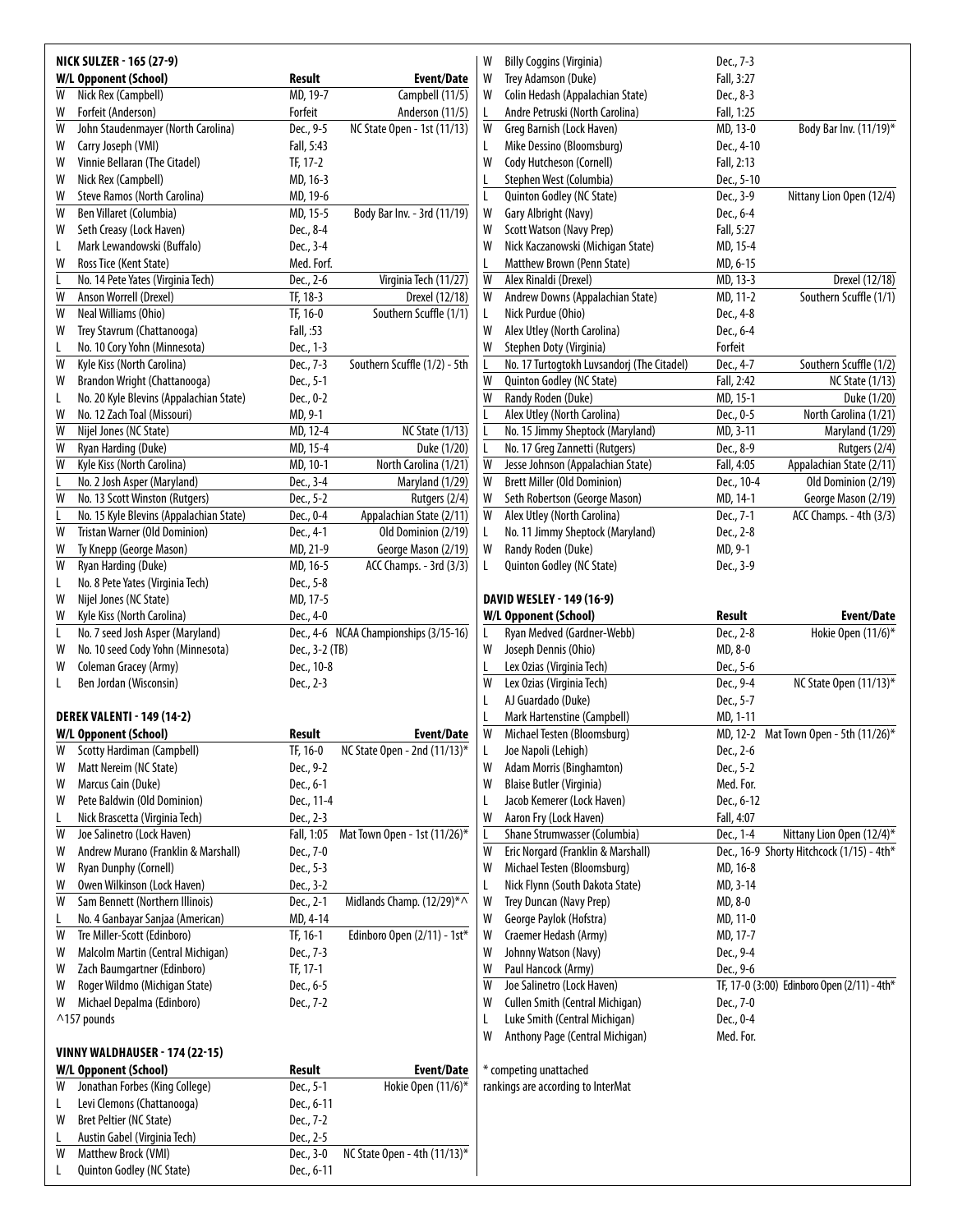## NICK SULZER - 165 (27-9)

| W/L | Opponent (School) | Result | Event/Date |
|---|---|---|---|
| W | Nick Rex (Campbell) | MD, 19-7 | Campbell (11/5) |
| W | Forfeit (Anderson) | Forfeit | Anderson (11/5) |
| W | John Staudenmayer (North Carolina) | Dec., 9-5 | NC State Open - 1st (11/13) |
| W | Carry Joseph (VMI) | Fall, 5:43 | |
| W | Vinnie Bellaran (The Citadel) | TF, 17-2 | |
| W | Nick Rex (Campbell) | MD, 16-3 | |
| W | Steve Ramos (North Carolina) | MD, 19-6 | |
| W | Ben Villaret (Columbia) | MD, 15-5 | Body Bar Inv. - 3rd (11/19) |
| W | Seth Creasy (Lock Haven) | Dec., 8-4 | |
| L | Mark Lewandowski (Buffalo) | Dec., 3-4 | |
| W | Ross Tice (Kent State) | Med. Forf. | |
| L | No. 14 Pete Yates (Virginia Tech) | Dec., 2-6 | Virginia Tech (11/27) |
| W | Anson Worrell (Drexel) | TF, 18-3 | Drexel (12/18) |
| W | Neal Williams (Ohio) | TF, 16-0 | Southern Scuffle (1/1) |
| W | Trey Stavrum (Chattanooga) | Fall, :53 | |
| L | No. 10 Cory Yohn (Minnesota) | Dec., 1-3 | |
| W | Kyle Kiss (North Carolina) | Dec., 7-3 | Southern Scuffle (1/2) - 5th |
| W | Brandon Wright (Chattanooga) | Dec., 5-1 | |
| L | No. 20 Kyle Blevins (Appalachian State) | Dec., 0-2 | |
| W | No. 12 Zach Toal (Missouri) | MD, 9-1 | |
| W | Nijel Jones (NC State) | MD, 12-4 | NC State (1/13) |
| W | Ryan Harding (Duke) | MD, 15-4 | Duke (1/20) |
| W | Kyle Kiss (North Carolina) | MD, 10-1 | North Carolina (1/21) |
| L | No. 2 Josh Asper (Maryland) | Dec., 3-4 | Maryland (1/29) |
| W | No. 13 Scott Winston (Rutgers) | Dec., 5-2 | Rutgers (2/4) |
| L | No. 15 Kyle Blevins (Appalachian State) | Dec., 0-4 | Appalachian State (2/11) |
| W | Tristan Warner (Old Dominion) | Dec., 4-1 | Old Dominion (2/19) |
| W | Ty Knepp (George Mason) | MD, 21-9 | George Mason (2/19) |
| W | Ryan Harding (Duke) | MD, 16-5 | ACC Champs. - 3rd (3/3) |
| L | No. 8 Pete Yates (Virginia Tech) | Dec., 5-8 | |
| W | Nijel Jones (NC State) | MD, 17-5 | |
| W | Kyle Kiss (North Carolina) | Dec., 4-0 | |
| L | No. 7 seed Josh Asper (Maryland) | Dec., 4-6 | NCAA Championships (3/15-16) |
| W | No. 10 seed Cody Yohn (Minnesota) | Dec., 3-2 (TB) | |
| W | Coleman Gracey (Army) | Dec., 10-8 | |
| L | Ben Jordan (Wisconsin) | Dec., 2-3 | |

## DEREK VALENTI - 149 (14-2)

| W/L | Opponent (School) | Result | Event/Date |
|---|---|---|---|
| W | Scotty Hardiman (Campbell) | TF, 16-0 | NC State Open - 2nd (11/13)* |
| W | Matt Nereim (NC State) | Dec., 9-2 | |
| W | Marcus Cain (Duke) | Dec., 6-1 | |
| W | Pete Baldwin (Old Dominion) | Dec., 11-4 | |
| L | Nick Brascetta (Virginia Tech) | Dec., 2-3 | |
| W | Joe Salinetro (Lock Haven) | Fall, 1:05 | Mat Town Open - 1st (11/26)* |
| W | Andrew Murano (Franklin & Marshall) | Dec., 7-0 | |
| W | Ryan Dunphy (Cornell) | Dec., 5-3 | |
| W | Owen Wilkinson (Lock Haven) | Dec., 3-2 | |
| W | Sam Bennett (Northern Illinois) | Dec., 2-1 | Midlands Champ. (12/29)*^ |
| L | No. 4 Ganbayar Sanjaa (American) | MD, 4-14 | |
| W | Tre Miller-Scott (Edinboro) | TF, 16-1 | Edinboro Open (2/11) - 1st* |
| W | Malcolm Martin (Central Michigan) | Dec., 7-3 | |
| W | Zach Baumgartner (Edinboro) | TF, 17-1 | |
| W | Roger Wildmo (Michigan State) | Dec., 6-5 | |
| W | Michael Depalma (Edinboro) | Dec., 7-2 | |

^157 pounds

## VINNY WALDHAUSER - 174 (22-15)

| W/L | Opponent (School) | Result | Event/Date |
|---|---|---|---|
| W | Jonathan Forbes (King College) | Dec., 5-1 | Hokie Open (11/6)* |
| L | Levi Clemons (Chattanooga) | Dec., 6-11 | |
| W | Bret Peltier (NC State) | Dec., 7-2 | |
| L | Austin Gabel (Virginia Tech) | Dec., 2-5 | |
| W | Matthew Brock (VMI) | Dec., 3-0 | NC State Open - 4th (11/13)* |
| L | Quinton Godley (NC State) | Dec., 6-11 | |
| W | Billy Coggins (Virginia) | Dec., 7-3 | |
| W | Trey Adamson (Duke) | Fall, 3:27 | |
| W | Colin Hedash (Appalachian State) | Dec., 8-3 | |
| L | Andre Petruski (North Carolina) | Fall, 1:25 | |
| W | Greg Barnish (Lock Haven) | MD, 13-0 | Body Bar Inv. (11/19)* |
| L | Mike Dessino (Bloomsburg) | Dec., 4-10 | |
| W | Cody Hutcheson (Cornell) | Fall, 2:13 | |
| L | Stephen West (Columbia) | Dec., 5-10 | |
| L | Quinton Godley (NC State) | Dec., 3-9 | Nittany Lion Open (12/4) |
| W | Gary Albright (Navy) | Dec., 6-4 | |
| W | Scott Watson (Navy Prep) | Fall, 5:27 | |
| W | Nick Kaczanowski (Michigan State) | MD, 15-4 | |
| L | Matthew Brown (Penn State) | MD, 6-15 | |
| W | Alex Rinaldi (Drexel) | MD, 13-3 | Drexel (12/18) |
| W | Andrew Downs (Appalachian State) | MD, 11-2 | Southern Scuffle (1/1) |
| L | Nick Purdue (Ohio) | Dec., 4-8 | |
| W | Alex Utley (North Carolina) | Dec., 6-4 | |
| W | Stephen Doty (Virginia) | Forfeit | |
| L | No. 17 Turtogtokh Luvsandorj (The Citadel) | Dec., 4-7 | Southern Scuffle (1/2) |
| W | Quinton Godley (NC State) | Fall, 2:42 | NC State (1/13) |
| W | Randy Roden (Duke) | MD, 15-1 | Duke (1/20) |
| L | Alex Utley (North Carolina) | Dec., 0-5 | North Carolina (1/21) |
| L | No. 15 Jimmy Sheptock (Maryland) | MD, 3-11 | Maryland (1/29) |
| L | No. 17 Greg Zannetti (Rutgers) | Dec., 8-9 | Rutgers (2/4) |
| W | Jesse Johnson (Appalachian State) | Fall, 4:05 | Appalachian State (2/11) |
| W | Brett Miller (Old Dominion) | Dec., 10-4 | Old Dominion (2/19) |
| W | Seth Robertson (George Mason) | MD, 14-1 | George Mason (2/19) |
| W | Alex Utley (North Carolina) | Dec., 7-1 | ACC Champs. - 4th (3/3) |
| L | No. 11 Jimmy Sheptock (Maryland) | Dec., 2-8 | |
| W | Randy Roden (Duke) | MD, 9-1 | |
| L | Quinton Godley (NC State) | Dec., 3-9 | |

## DAVID WESLEY - 149 (16-9)

| W/L | Opponent (School) | Result | Event/Date |
|---|---|---|---|
| L | Ryan Medved (Gardner-Webb) | Dec., 2-8 | Hokie Open (11/6)* |
| W | Joseph Dennis (Ohio) | MD, 8-0 | |
| L | Lex Ozias (Virginia Tech) | Dec., 5-6 | |
| W | Lex Ozias (Virginia Tech) | Dec., 9-4 | NC State Open (11/13)* |
| L | AJ Guardado (Duke) | Dec., 5-7 | |
| L | Mark Hartenstine (Campbell) | MD, 1-11 | |
| W | Michael Testen (Bloomsburg) | MD, 12-2 | Mat Town Open - 5th (11/26)* |
| L | Joe Napoli (Lehigh) | Dec., 2-6 | |
| W | Adam Morris (Binghamton) | Dec., 5-2 | |
| W | Blaise Butler (Virginia) | Med. For. | |
| L | Jacob Kemerer (Lock Haven) | Dec., 6-12 | |
| W | Aaron Fry (Lock Haven) | Fall, 4:07 | |
| L | Shane Strumwasser (Columbia) | Dec., 1-4 | Nittany Lion Open (12/4)* |
| W | Eric Norgard (Franklin & Marshall) | Dec., 16-9 | Shorty Hitchcock (1/15) - 4th* |
| W | Michael Testen (Bloomsburg) | MD, 16-8 | |
| L | Nick Flynn (South Dakota State) | MD, 3-14 | |
| W | Trey Duncan (Navy Prep) | MD, 8-0 | |
| W | George Paylok (Hofstra) | MD, 11-0 | |
| W | Craemer Hedash (Army) | MD, 17-7 | |
| W | Johnny Watson (Navy) | Dec., 9-4 | |
| W | Paul Hancock (Army) | Dec., 9-6 | |
| W | Joe Salinetro (Lock Haven) | TF, 17-0 (3:00) | Edinboro Open (2/11) - 4th* |
| W | Cullen Smith (Central Michigan) | Dec., 7-0 | |
| L | Luke Smith (Central Michigan) | Dec., 0-4 | |
| W | Anthony Page (Central Michigan) | Med. For. | |

\* competing unattached

rankings are according to InterMat